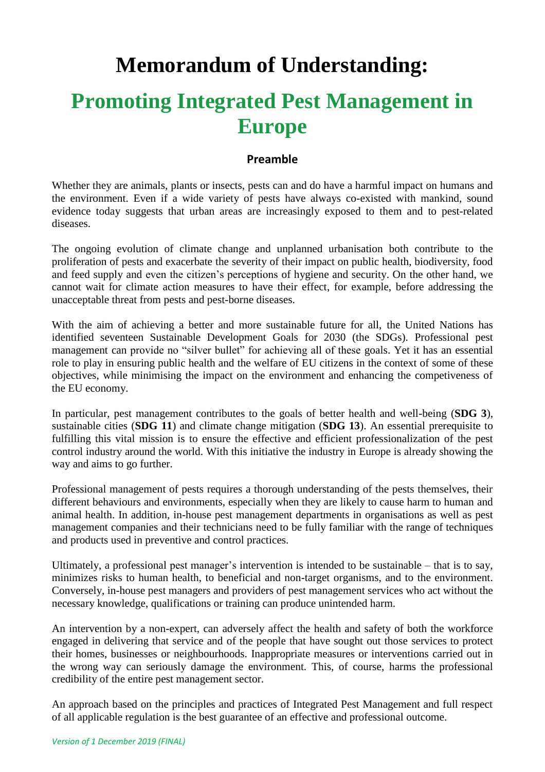# Memorandum of Understanding:

# Promoting Integrated Pest Management in Europe

### Preamble

Whether they are animals, plants or insects, pests can and do have a harmful impact on humans and the environment. Even if a wide variety of pests have always co-existed with mankind, sound evidence today suggests that urban areas are increasingly exposed to them and to pest-related diseases.

The ongoing evolution of climate change and unplanned urbanisation both contribute to the proliferation of pests and exacerbate the severity of their impact on public health, biodiversity, food and feed supply and even the citizen's perceptions of hygiene and security. On the other hand, we cannot wait for climate action measures to have their effect, for example, before addressing the unacceptable threat from pests and pest-borne diseases.

With the aim of achieving a better and more sustainable future for all, the United Nations has identified seventeen Sustainable Development Goals for 2030 (the SDGs). Professional pest management can provide no "silver bullet" for achieving all of these goals. Yet it has an essential role to play in ensuring public health and the welfare of EU citizens in the context of some of these objectives, while minimising the impact on the environment and enhancing the competiveness of the EU economy.

In particular, pest management contributes to the goals of better health and well-being (**SDG 3**), sustainable cities (**SDG 11**) and climate change mitigation (**SDG 13**). An essential prerequisite to fulfilling this vital mission is to ensure the effective and efficient professionalization of the pest control industry around the world. With this initiative the industry in Europe is already showing the way and aims to go further.

Professional management of pests requires a thorough understanding of the pests themselves, their different behaviours and environments, especially when they are likely to cause harm to human and animal health. In addition, in-house pest management departments in organisations as well as pest management companies and their technicians need to be fully familiar with the range of techniques and products used in preventive and control practices.

Ultimately, a professional pest manager's intervention is intended to be sustainable – that is to say, minimizes risks to human health, to beneficial and non-target organisms, and to the environment. Conversely, in-house pest managers and providers of pest management services who act without the necessary knowledge, qualifications or training can produce unintended harm.

An intervention by a non-expert, can adversely affect the health and safety of both the workforce engaged in delivering that service and of the people that have sought out those services to protect their homes, businesses or neighbourhoods. Inappropriate measures or interventions carried out in the wrong way can seriously damage the environment. This, of course, harms the professional credibility of the entire pest management sector.

An approach based on the principles and practices of Integrated Pest Management and full respect of all applicable regulation is the best guarantee of an effective and professional outcome.

*Version of 1 December 2019 (FINAL)*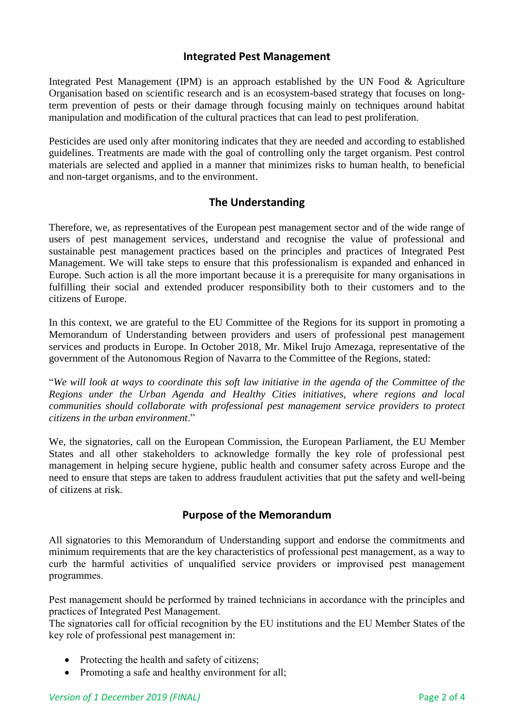## Integrated Pest Management

Integrated Pest Management (IPM) is an approach established by the UN Food & Agriculture Organisation based on scientific research and is an ecosystem-based strategy that focuses on long-term prevention of pests or their damage through focusing mainly on techniques around habitat manipulation and modification of the cultural practices that can lead to pest proliferation.

Pesticides are used only after monitoring indicates that they are needed and according to established guidelines. Treatments are made with the goal of controlling only the target organism. Pest control materials are selected and applied in a manner that minimizes risks to human health, to beneficial and non-target organisms, and to the environment.

## The Understanding

Therefore, we, as representatives of the European pest management sector and of the wide range of users of pest management services, understand and recognise the value of professional and sustainable pest management practices based on the principles and practices of Integrated Pest Management. We will take steps to ensure that this professionalism is expanded and enhanced in Europe. Such action is all the more important because it is a prerequisite for many organisations in fulfilling their social and extended producer responsibility both to their customers and to the citizens of Europe.

In this context, we are grateful to the EU Committee of the Regions for its support in promoting a Memorandum of Understanding between providers and users of professional pest management services and products in Europe. In October 2018, Mr. Mikel Irujo Amezaga, representative of the government of the Autonomous Region of Navarra to the Committee of the Regions, stated:

"*We will look at ways to coordinate this soft law initiative in the agenda of the Committee of the Regions under the Urban Agenda and Healthy Cities initiatives, where regions and local communities should collaborate with professional pest management service providers to protect citizens in the urban environment*."

We, the signatories, call on the European Commission, the European Parliament, the EU Member States and all other stakeholders to acknowledge formally the key role of professional pest management in helping secure hygiene, public health and consumer safety across Europe and the need to ensure that steps are taken to address fraudulent activities that put the safety and well-being of citizens at risk.

## Purpose of the Memorandum

All signatories to this Memorandum of Understanding support and endorse the commitments and minimum requirements that are the key characteristics of professional pest management, as a way to curb the harmful activities of unqualified service providers or improvised pest management programmes.

Pest management should be performed by trained technicians in accordance with the principles and practices of Integrated Pest Management.

The signatories call for official recognition by the EU institutions and the EU Member States of the key role of professional pest management in:

- Protecting the health and safety of citizens;
- Promoting a safe and healthy environment for all;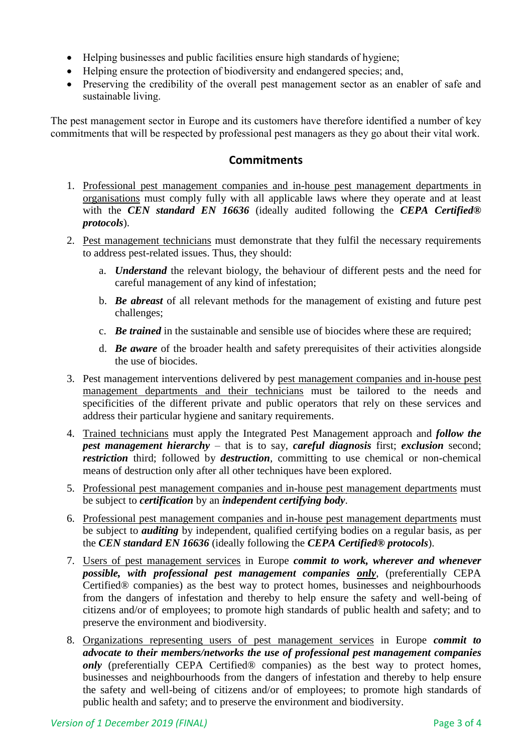- Helping businesses and public facilities ensure high standards of hygiene;
- Helping ensure the protection of biodiversity and endangered species; and,
- Preserving the credibility of the overall pest management sector as an enabler of safe and sustainable living.

The pest management sector in Europe and its customers have therefore identified a number of key commitments that will be respected by professional pest managers as they go about their vital work.

## Commitments

1. Professional pest management companies and in-house pest management departments in organisations must comply fully with all applicable laws where they operate and at least with the ***CEN standard EN 16636*** (ideally audited following the ***CEPA Certified® protocols***).

2. Pest management technicians must demonstrate that they fulfil the necessary requirements to address pest-related issues. Thus, they should:

   a. ***Understand*** the relevant biology, the behaviour of different pests and the need for careful management of any kind of infestation;

   b. ***Be abreast*** of all relevant methods for the management of existing and future pest challenges;

   c. ***Be trained*** in the sustainable and sensible use of biocides where these are required;

   d. ***Be aware*** of the broader health and safety prerequisites of their activities alongside the use of biocides.

3. Pest management interventions delivered by pest management companies and in-house pest management departments and their technicians must be tailored to the needs and specificities of the different private and public operators that rely on these services and address their particular hygiene and sanitary requirements.

4. Trained technicians must apply the Integrated Pest Management approach and ***follow the pest management hierarchy*** – that is to say, ***careful diagnosis*** first; ***exclusion*** second; ***restriction*** third; followed by ***destruction***, committing to use chemical or non-chemical means of destruction only after all other techniques have been explored.

5. Professional pest management companies and in-house pest management departments must be subject to ***certification*** by an ***independent certifying body***.

6. Professional pest management companies and in-house pest management departments must be subject to ***auditing*** by independent, qualified certifying bodies on a regular basis, as per the ***CEN standard EN 16636*** (ideally following the ***CEPA Certified® protocols***).

7. Users of pest management services in Europe ***commit to work, wherever and whenever possible, with professional pest management companies only***, (preferentially CEPA Certified® companies) as the best way to protect homes, businesses and neighbourhoods from the dangers of infestation and thereby to help ensure the safety and well-being of citizens and/or of employees; to promote high standards of public health and safety; and to preserve the environment and biodiversity.

8. Organizations representing users of pest management services in Europe ***commit to advocate to their members/networks the use of professional pest management companies only*** (preferentially CEPA Certified® companies) as the best way to protect homes, businesses and neighbourhoods from the dangers of infestation and thereby to help ensure the safety and well-being of citizens and/or of employees; to promote high standards of public health and safety; and to preserve the environment and biodiversity.

*Version of 1 December 2019 (FINAL)*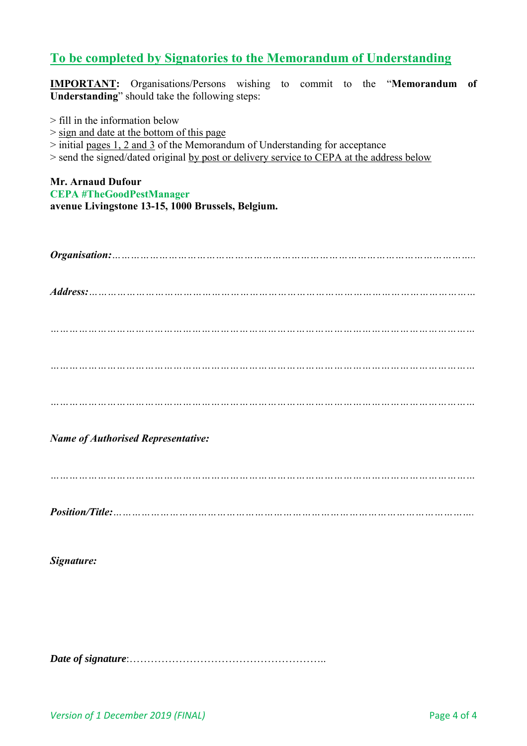## To be completed by Signatories to the Memorandum of Understanding

**IMPORTANT:** Organisations/Persons wishing to commit to the "**Memorandum of Understanding**" should take the following steps:

> fill in the information below
> sign and date at the bottom of this page
> initial pages 1, 2 and 3 of the Memorandum of Understanding for acceptance
> send the signed/dated original by post or delivery service to CEPA at the address below

**Mr. Arnaud Dufour**
**CEPA #TheGoodPestManager**
**avenue Livingstone 13-15, 1000 Brussels, Belgium.**

***Organisation:***…………………………………………………………………………………………..

***Address:***…………………………………………………………………………………………………

…………………………………………………………………………………………………………………

…………………………………………………………………………………………………………………

…………………………………………………………………………………………………………………

***Name of Authorised Representative:***

…………………………………………………………………………………………………………………

***Position/Title:***………………………………………………………………………………………….

***Signature:***

***Date of signature***:………………………………………………..

*Version of 1 December 2019 (FINAL)*